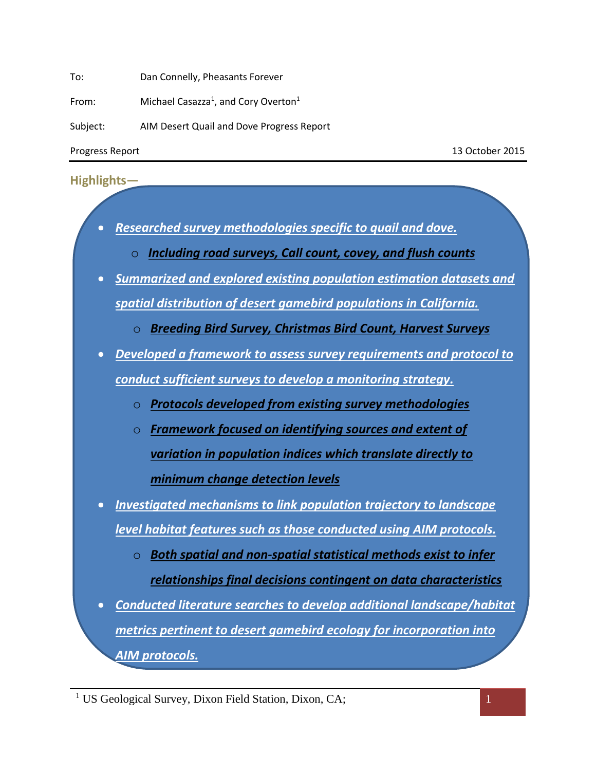To: Dan Connelly, Pheasants Forever

From: Michael Casazza[1], and Cory Overton[1]

Subject: AIM Desert Quail and Dove Progress Report

Progress Report 13 October 2015

---

## Highlights—

- ***Researched survey methodologies specific to quail and dove.***
  - ***Including road surveys, Call count, covey, and flush counts***
- ***Summarized and explored existing population estimation datasets and spatial distribution of desert gamebird populations in California.***
  - ***Breeding Bird Survey, Christmas Bird Count, Harvest Surveys***
- ***Developed a framework to assess survey requirements and protocol to conduct sufficient surveys to develop a monitoring strategy.***
  - ***Protocols developed from existing survey methodologies***
  - ***Framework focused on identifying sources and extent of variation in population indices which translate directly to minimum change detection levels***
- ***Investigated mechanisms to link population trajectory to landscape level habitat features such as those conducted using AIM protocols.***
  - ***Both spatial and non-spatial statistical methods exist to infer relationships final decisions contingent on data characteristics***
- ***Conducted literature searches to develop additional landscape/habitat metrics pertinent to desert gamebird ecology for incorporation into AIM protocols.***

---

[1] US Geological Survey, Dixon Field Station, Dixon, CA;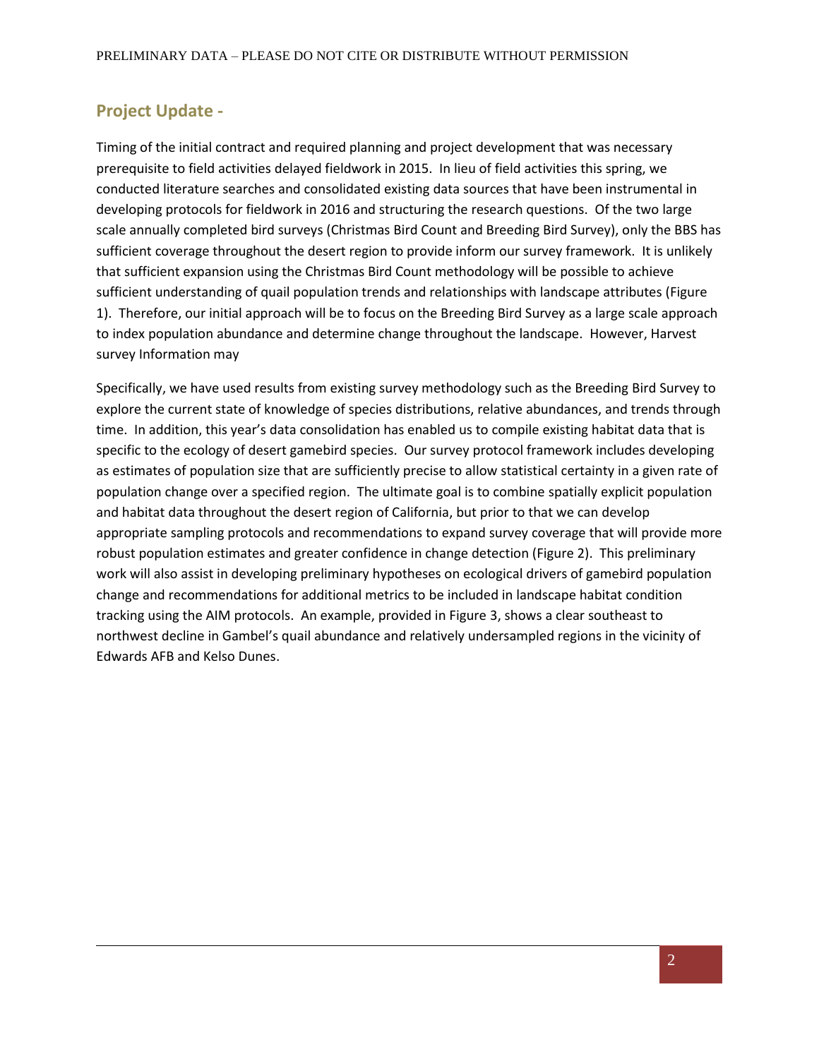## Project Update -

Timing of the initial contract and required planning and project development that was necessary prerequisite to field activities delayed fieldwork in 2015. In lieu of field activities this spring, we conducted literature searches and consolidated existing data sources that have been instrumental in developing protocols for fieldwork in 2016 and structuring the research questions. Of the two large scale annually completed bird surveys (Christmas Bird Count and Breeding Bird Survey), only the BBS has sufficient coverage throughout the desert region to provide inform our survey framework. It is unlikely that sufficient expansion using the Christmas Bird Count methodology will be possible to achieve sufficient understanding of quail population trends and relationships with landscape attributes (Figure 1). Therefore, our initial approach will be to focus on the Breeding Bird Survey as a large scale approach to index population abundance and determine change throughout the landscape. However, Harvest survey Information may

Specifically, we have used results from existing survey methodology such as the Breeding Bird Survey to explore the current state of knowledge of species distributions, relative abundances, and trends through time. In addition, this year's data consolidation has enabled us to compile existing habitat data that is specific to the ecology of desert gamebird species. Our survey protocol framework includes developing as estimates of population size that are sufficiently precise to allow statistical certainty in a given rate of population change over a specified region. The ultimate goal is to combine spatially explicit population and habitat data throughout the desert region of California, but prior to that we can develop appropriate sampling protocols and recommendations to expand survey coverage that will provide more robust population estimates and greater confidence in change detection (Figure 2). This preliminary work will also assist in developing preliminary hypotheses on ecological drivers of gamebird population change and recommendations for additional metrics to be included in landscape habitat condition tracking using the AIM protocols. An example, provided in Figure 3, shows a clear southeast to northwest decline in Gambel's quail abundance and relatively undersampled regions in the vicinity of Edwards AFB and Kelso Dunes.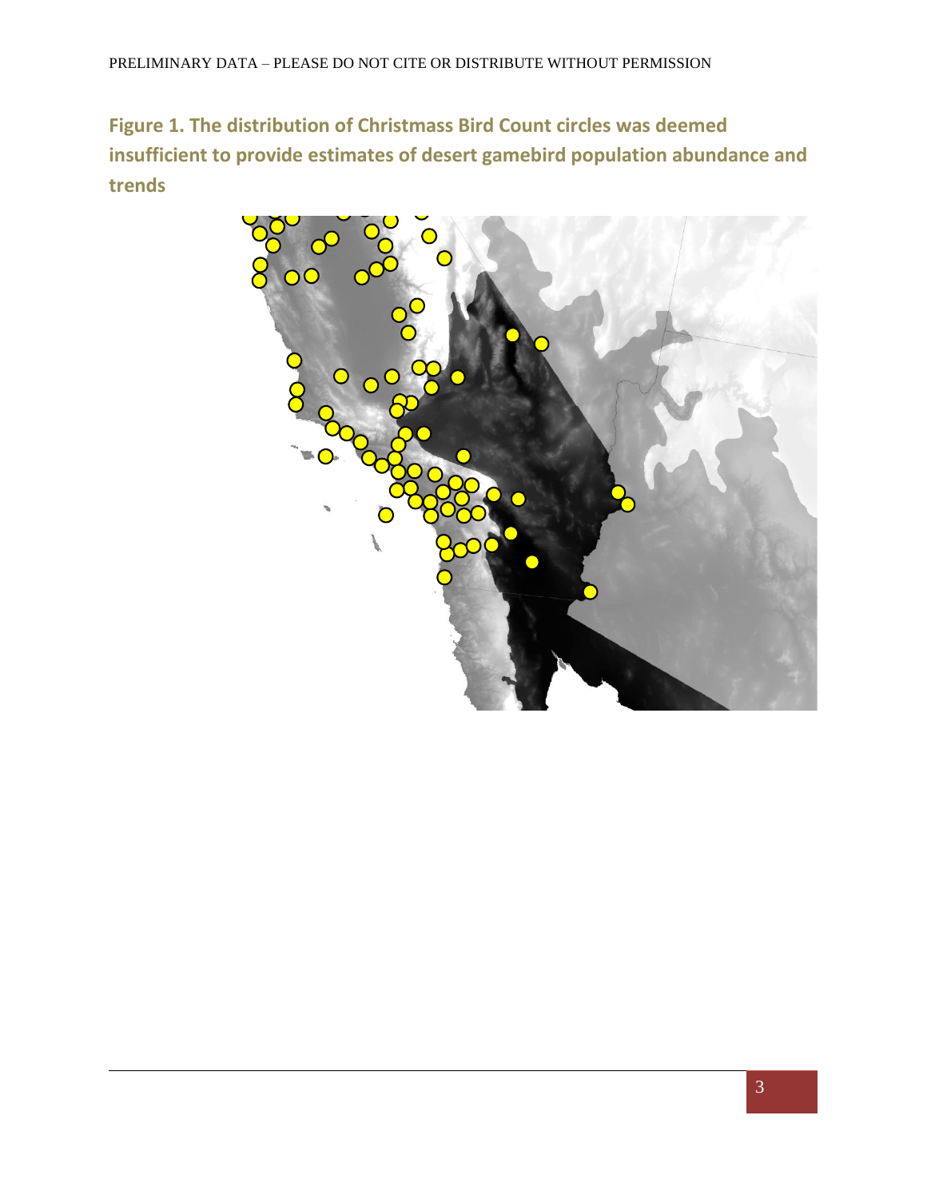**Figure 1. The distribution of Christmass Bird Count circles was deemed insufficient to provide estimates of desert gamebird population abundance and trends**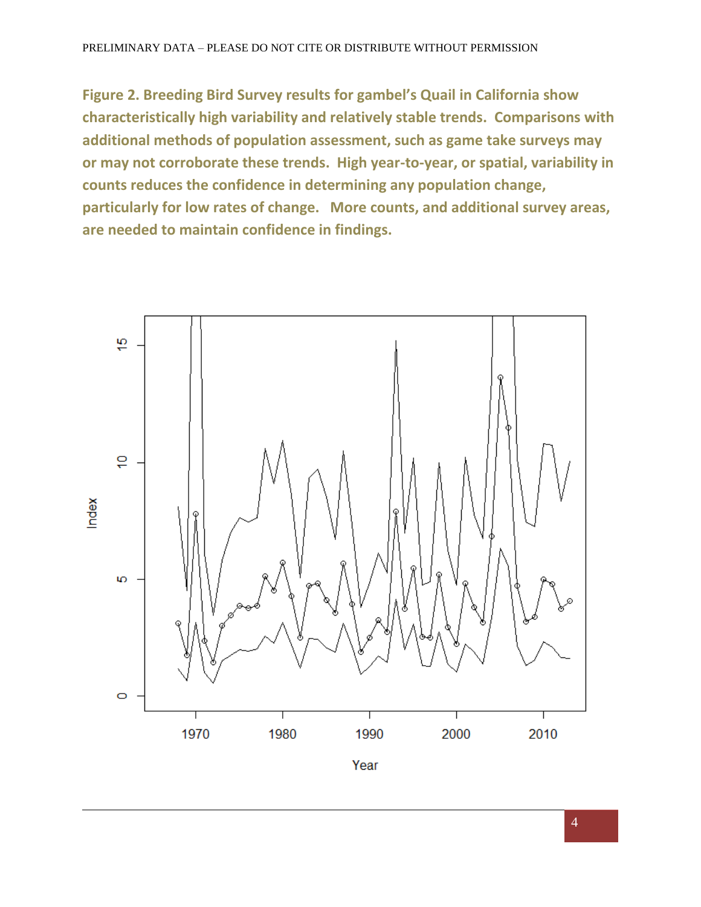**Figure 2. Breeding Bird Survey results for gambel's Quail in California show characteristically high variability and relatively stable trends. Comparisons with additional methods of population assessment, such as game take surveys may or may not corroborate these trends. High year-to-year, or spatial, variability in counts reduces the confidence in determining any population change, particularly for low rates of change. More counts, and additional survey areas, are needed to maintain confidence in findings.**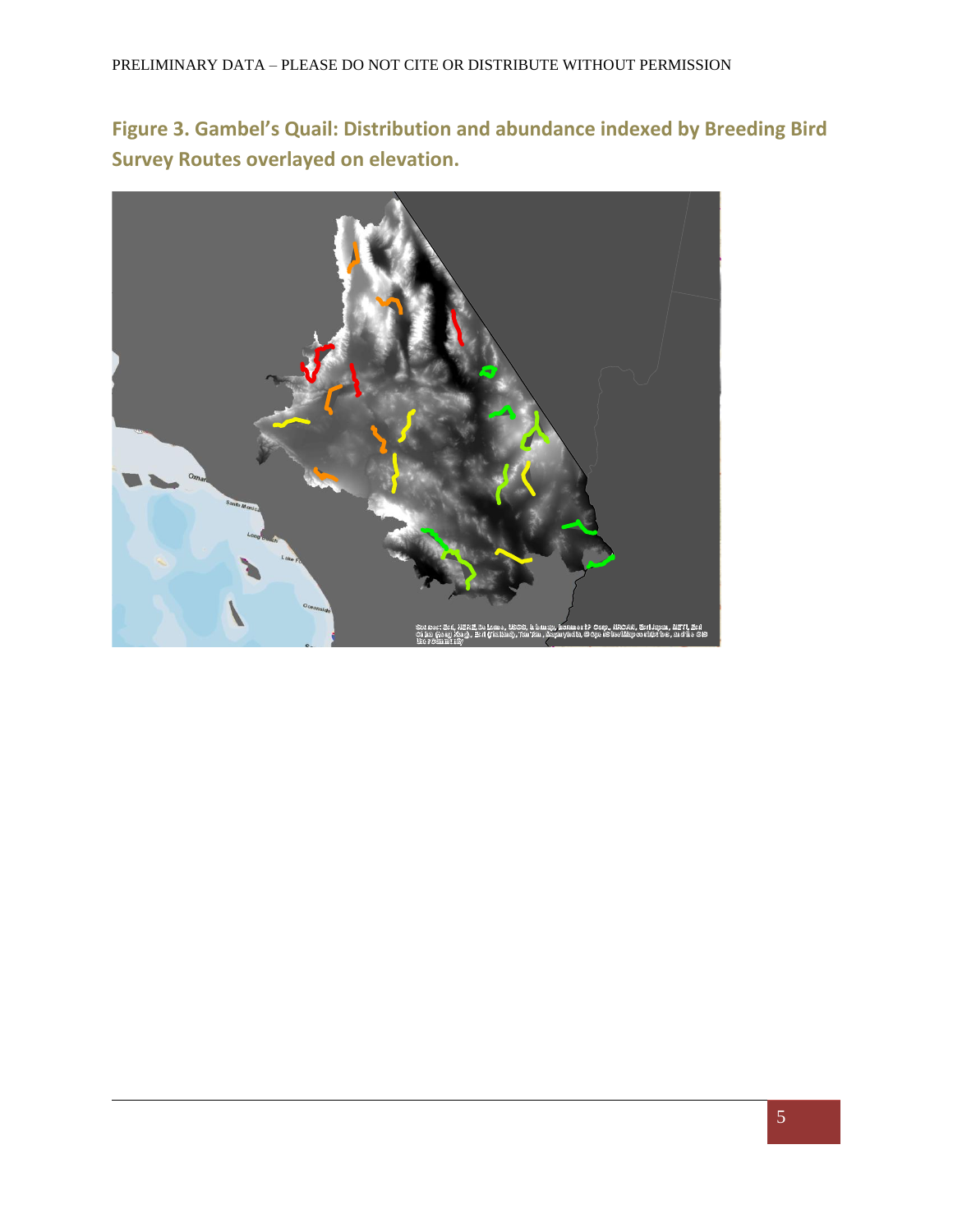**Figure 3. Gambel's Quail: Distribution and abundance indexed by Breeding Bird Survey Routes overlayed on elevation.**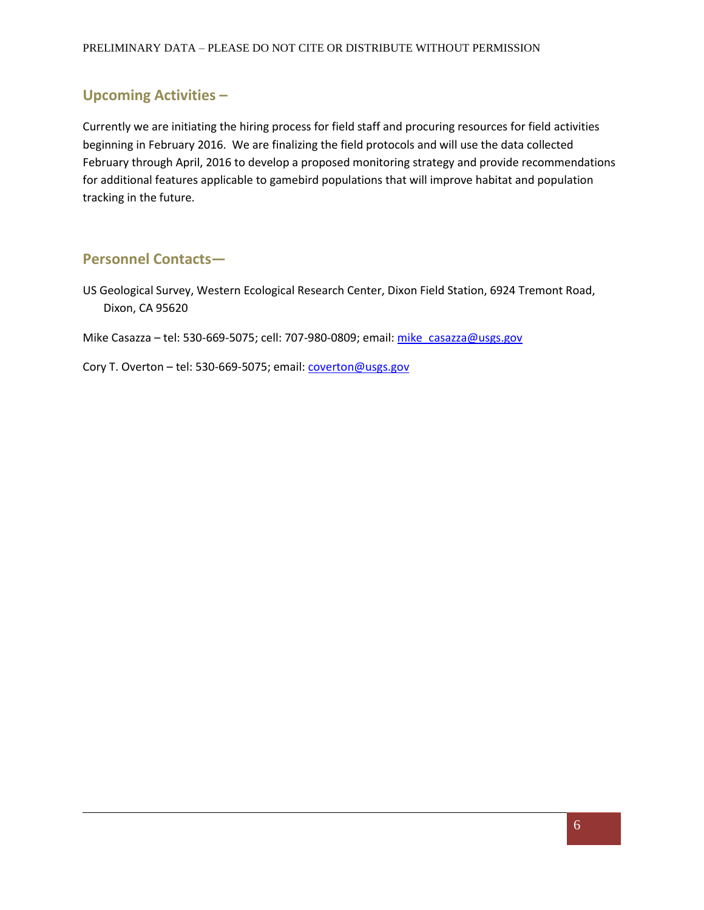## Upcoming Activities –

Currently we are initiating the hiring process for field staff and procuring resources for field activities beginning in February 2016. We are finalizing the field protocols and will use the data collected February through April, 2016 to develop a proposed monitoring strategy and provide recommendations for additional features applicable to gamebird populations that will improve habitat and population tracking in the future.

## Personnel Contacts—

US Geological Survey, Western Ecological Research Center, Dixon Field Station, 6924 Tremont Road, Dixon, CA 95620

Mike Casazza – tel: 530-669-5075; cell: 707-980-0809; email: mike_casazza@usgs.gov

Cory T. Overton – tel: 530-669-5075; email: coverton@usgs.gov